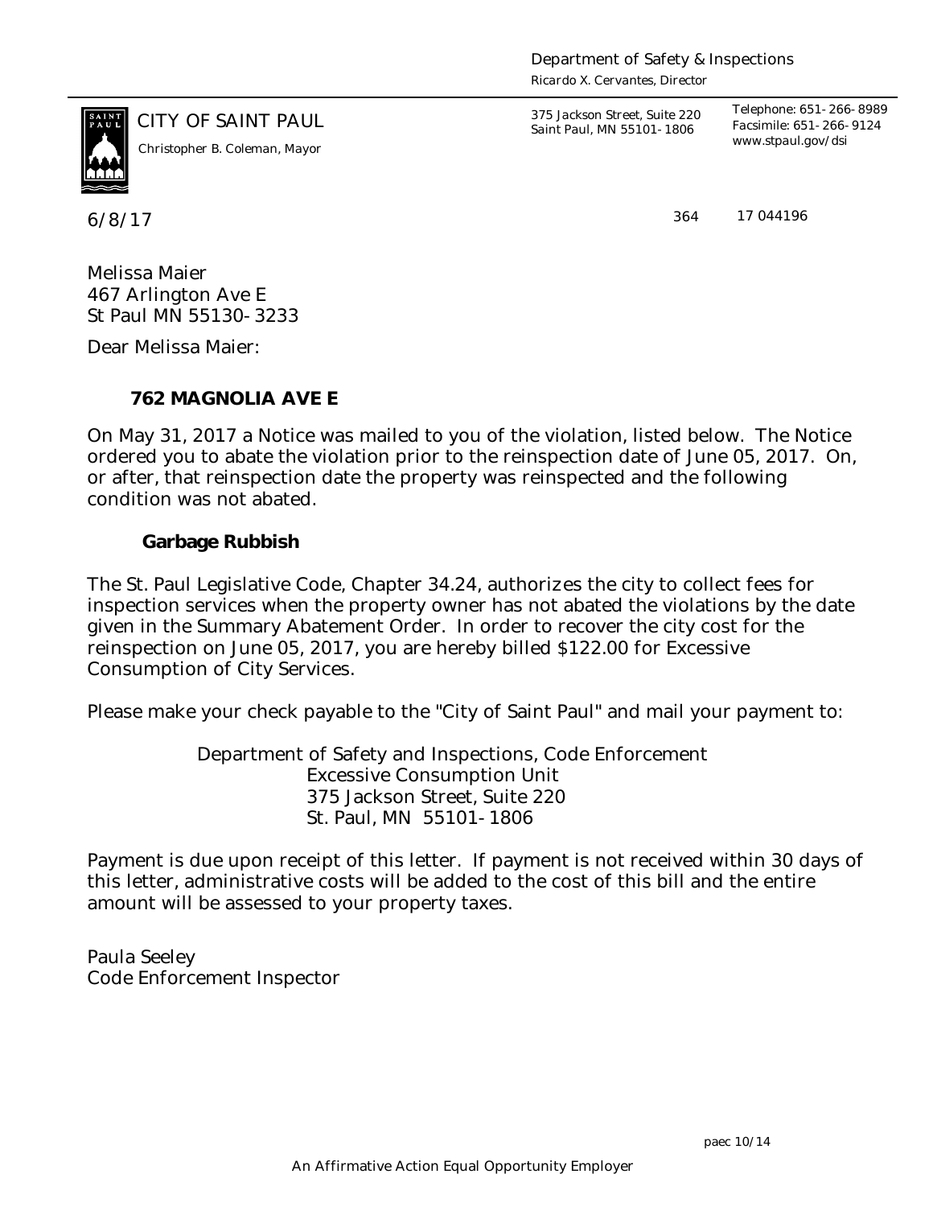Department of Safety & Inspections
*Ricardo X. Cervantes, Director*

CITY OF SAINT PAUL
*Christopher B. Coleman, Mayor*

375 Jackson Street, Suite 220
Saint Paul, MN 55101-1806

Telephone: 651-266-8989
Facsimile: 651-266-9124
www.stpaul.gov/dsi

6/8/17

364 17 044196

Melissa Maier
467 Arlington Ave E
St Paul MN 55130-3233

Dear Melissa Maier:

**762 MAGNOLIA AVE E**

On May 31, 2017 a Notice was mailed to you of the violation, listed below. The Notice ordered you to abate the violation prior to the reinspection date of June 05, 2017. On, or after, that reinspection date the property was reinspected and the following condition was not abated.

**Garbage Rubbish**

The St. Paul Legislative Code, Chapter 34.24, authorizes the city to collect fees for inspection services when the property owner has not abated the violations by the date given in the Summary Abatement Order. In order to recover the city cost for the reinspection on June 05, 2017, you are hereby billed $122.00 for Excessive Consumption of City Services.

Please make your check payable to the "City of Saint Paul" and mail your payment to:

Department of Safety and Inspections, Code Enforcement
Excessive Consumption Unit
375 Jackson Street, Suite 220
St. Paul, MN 55101-1806

Payment is due upon receipt of this letter. If payment is not received within 30 days of this letter, administrative costs will be added to the cost of this bill and the entire amount will be assessed to your property taxes.

Paula Seeley
Code Enforcement Inspector

paec 10/14

An Affirmative Action Equal Opportunity Employer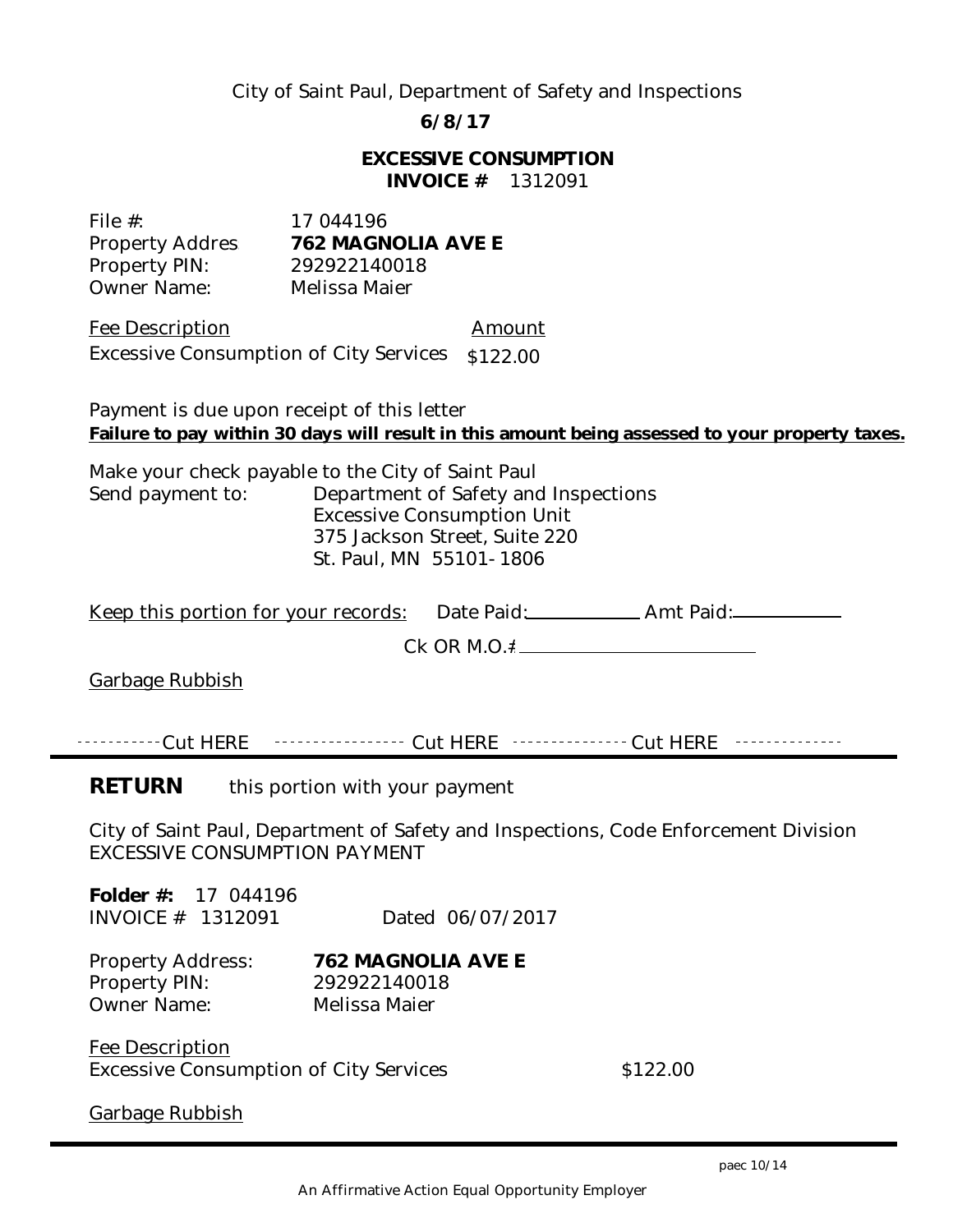City of Saint Paul, Department of Safety and Inspections

**6/8/17**

**EXCESSIVE CONSUMPTION**
**INVOICE #** 1312091

| | |
|---|---|
| File #: | 17 044196 |
| Property Addres | **762 MAGNOLIA AVE E** |
| Property PIN: | 292922140018 |
| Owner Name: | Melissa Maier |

| Fee Description | Amount |
|---|---|
| Excessive Consumption of City Services | $122.00 |

Payment is due upon receipt of this letter
**Failure to pay within 30 days will result in this amount being assessed to your property taxes.**

Make your check payable to the City of Saint Paul
Send payment to: Department of Safety and Inspections
Excessive Consumption Unit
375 Jackson Street, Suite 220
St. Paul, MN 55101-1806

Keep this portion for your records: Date Paid:\_\_\_\_\_\_\_\_\_\_ Amt Paid:\_\_\_\_\_\_\_\_\_\_

Ck OR M.O.#\_\_\_\_\_\_\_\_\_\_\_\_\_\_\_\_\_\_\_\_

Garbage Rubbish

-----------Cut HERE ----------------- Cut HERE --------------- Cut HERE --------------

**RETURN** this portion with your payment

City of Saint Paul, Department of Safety and Inspections, Code Enforcement Division
EXCESSIVE CONSUMPTION PAYMENT

**Folder #:** 17 044196
INVOICE # 1312091 Dated 06/07/2017

| | |
|---|---|
| Property Address: | **762 MAGNOLIA AVE E** |
| Property PIN: | 292922140018 |
| Owner Name: | Melissa Maier |

| Fee Description | |
|---|---|
| Excessive Consumption of City Services | $122.00 |

Garbage Rubbish

paec 10/14

An Affirmative Action Equal Opportunity Employer